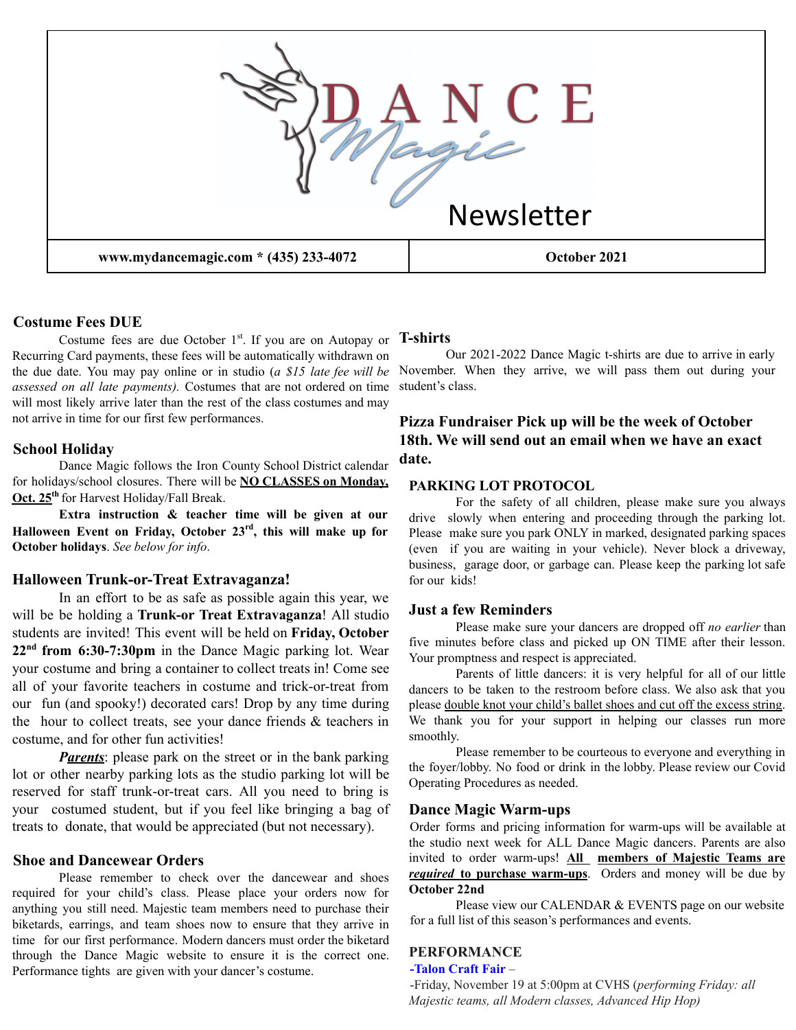# DANCE Magic Newsletter

**www.mydancemagic.com * (435) 233-4072** | **October 2021**

## Costume Fees DUE

Costume fees are due October 1st. If you are on Autopay or Recurring Card payments, these fees will be automatically withdrawn on the due date. You may pay online or in studio (*a $15 late fee will be assessed on all late payments).* Costumes that are not ordered on time will most likely arrive later than the rest of the class costumes and may not arrive in time for our first few performances.

## School Holiday

Dance Magic follows the Iron County School District calendar for holidays/school closures. There will be **NO CLASSES on Monday, Oct. 25th** for Harvest Holiday/Fall Break.

**Extra instruction & teacher time will be given at our Halloween Event on Friday, October 23rd, this will make up for October holidays**. *See below for info*.

## Halloween Trunk-or-Treat Extravaganza!

In an effort to be as safe as possible again this year, we will be be holding a **Trunk-or Treat Extravaganza**! All studio students are invited! This event will be held on **Friday, October 22nd from 6:30-7:30pm** in the Dance Magic parking lot. Wear your costume and bring a container to collect treats in! Come see all of your favorite teachers in costume and trick-or-treat from our fun (and spooky!) decorated cars! Drop by any time during the hour to collect treats, see your dance friends & teachers in costume, and for other fun activities!

***Parents***: please park on the street or in the bank parking lot or other nearby parking lots as the studio parking lot will be reserved for staff trunk-or-treat cars. All you need to bring is your costumed student, but if you feel like bringing a bag of treats to donate, that would be appreciated (but not necessary).

## Shoe and Dancewear Orders

Please remember to check over the dancewear and shoes required for your child's class. Please place your orders now for anything you still need. Majestic team members need to purchase their biketards, earrings, and team shoes now to ensure that they arrive in time for our first performance. Modern dancers must order the biketard through the Dance Magic website to ensure it is the correct one. Performance tights are given with your dancer's costume.

## T-shirts

Our 2021-2022 Dance Magic t-shirts are due to arrive in early November. When they arrive, we will pass them out during your student's class.

## Pizza Fundraiser Pick up will be the week of October 18th. We will send out an email when we have an exact date.

### PARKING LOT PROTOCOL

For the safety of all children, please make sure you always drive slowly when entering and proceeding through the parking lot. Please make sure you park ONLY in marked, designated parking spaces (even if you are waiting in your vehicle). Never block a driveway, business, garage door, or garbage can. Please keep the parking lot safe for our kids!

### Just a few Reminders

Please make sure your dancers are dropped off *no earlier* than five minutes before class and picked up ON TIME after their lesson. Your promptness and respect is appreciated.

Parents of little dancers: it is very helpful for all of our little dancers to be taken to the restroom before class. We also ask that you please double knot your child's ballet shoes and cut off the excess string. We thank you for your support in helping our classes run more smoothly.

Please remember to be courteous to everyone and everything in the foyer/lobby. No food or drink in the lobby. Please review our Covid Operating Procedures as needed.

### Dance Magic Warm-ups

Order forms and pricing information for warm-ups will be available at the studio next week for ALL Dance Magic dancers. Parents are also invited to order warm-ups! **All members of Majestic Teams are *required* to purchase warm-ups**. Orders and money will be due by **October 22nd**

Please view our CALENDAR & EVENTS page on our website for a full list of this season's performances and events.

### PERFORMANCE

**-Talon Craft Fair** –

-Friday, November 19 at 5:00pm at CVHS (*performing Friday: all Majestic teams, all Modern classes, Advanced Hip Hop)*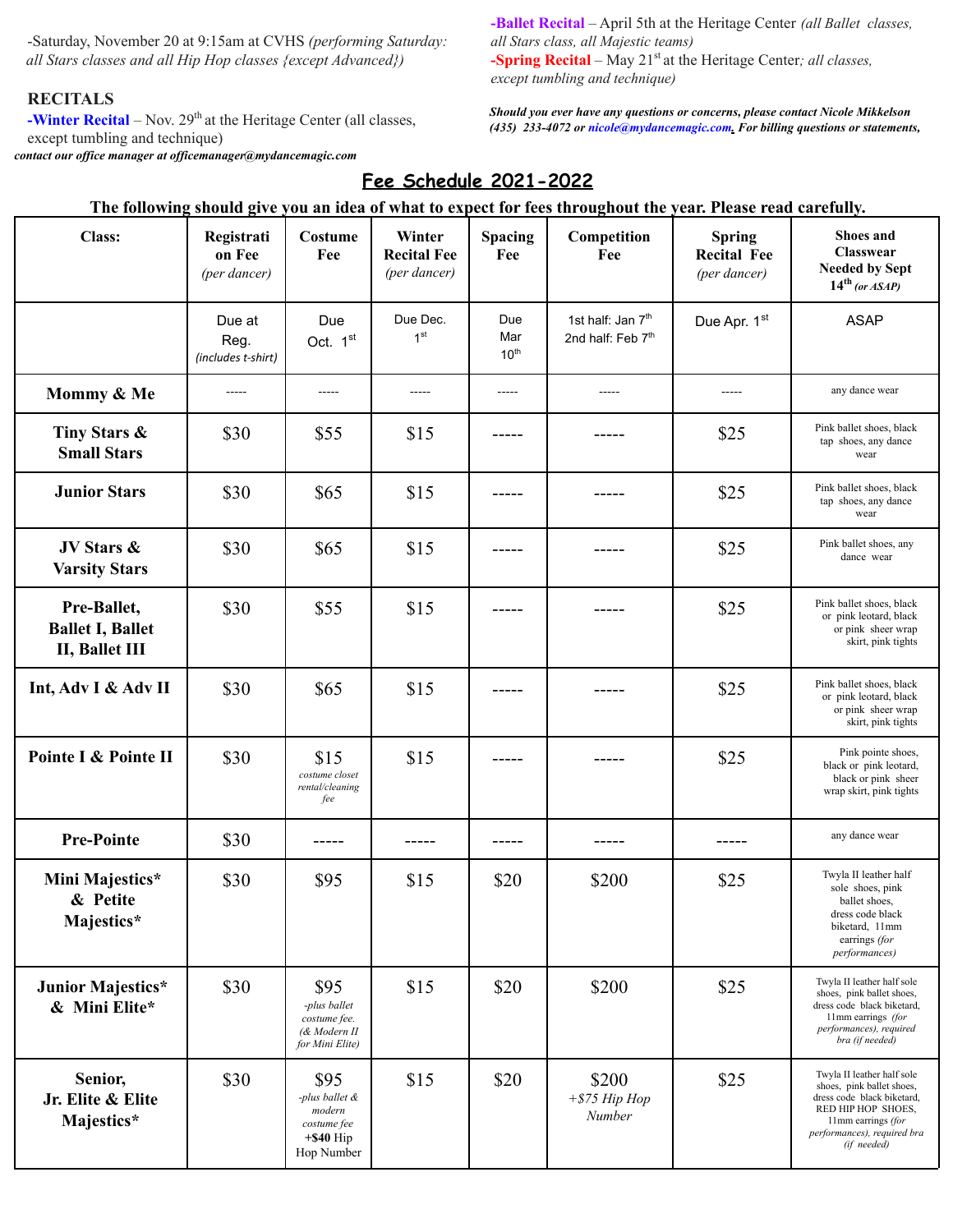-Saturday, November 20 at 9:15am at CVHS *(performing Saturday: all Stars classes and all Hip Hop classes {except Advanced})*

**RECITALS**

**-Winter Recital** – Nov. 29th at the Heritage Center (all classes, except tumbling and technique)

**-Ballet Recital** – April 5th at the Heritage Center *(all Ballet classes, all Stars class, all Majestic teams)*

**-Spring Recital** – May 21st at the Heritage Center*; all classes, except tumbling and technique)*

***Should you ever have any questions or concerns, please contact Nicole Mikkelson (435) 233-4072 or nicole@mydancemagic.com. For billing questions or statements, contact our office manager at officemanager@mydancemagic.com***

## Fee Schedule 2021-2022

**The following should give you an idea of what to expect for fees throughout the year. Please read carefully.**

| Class: | Registration Fee *(per dancer)* | Costume Fee | Winter Recital Fee *(per dancer)* | Spacing Fee | Competition Fee | Spring Recital Fee *(per dancer)* | Shoes and Classwear Needed by Sept 14th *(or ASAP)* |
|---|---|---|---|---|---|---|---|
| | Due at Reg. *(includes t-shirt)* | Due Oct. 1st | Due Dec. 1st | Due Mar 10th | 1st half: Jan 7th 2nd half: Feb 7th | Due Apr. 1st | ASAP |
| **Mommy & Me** | ----- | ----- | ----- | ----- | ----- | ----- | any dance wear |
| **Tiny Stars & Small Stars** | $30 | $55 | $15 | ----- | ----- | $25 | Pink ballet shoes, black tap shoes, any dance wear |
| **Junior Stars** | $30 | $65 | $15 | ----- | ----- | $25 | Pink ballet shoes, black tap shoes, any dance wear |
| **JV Stars & Varsity Stars** | $30 | $65 | $15 | ----- | ----- | $25 | Pink ballet shoes, any dance wear |
| **Pre-Ballet, Ballet I, Ballet II, Ballet III** | $30 | $55 | $15 | ----- | ----- | $25 | Pink ballet shoes, black or pink leotard, black or pink sheer wrap skirt, pink tights |
| **Int, Adv I & Adv II** | $30 | $65 | $15 | ----- | ----- | $25 | Pink ballet shoes, black or pink leotard, black or pink sheer wrap skirt, pink tights |
| **Pointe I & Pointe II** | $30 | $15 *costume closet rental/cleaning fee* | $15 | ----- | ----- | $25 | Pink pointe shoes, black or pink leotard, black or pink sheer wrap skirt, pink tights |
| **Pre-Pointe** | $30 | ----- | ----- | ----- | ----- | ----- | any dance wear |
| **Mini Majestics* & Petite Majestics*** | $30 | $95 | $15 | $20 | $200 | $25 | Twyla II leather half sole shoes, pink ballet shoes, dress code black biketard, 11mm earrings *(for performances)* |
| **Junior Majestics* & Mini Elite*** | $30 | $95 *-plus ballet costume fee. (& Modern II for Mini Elite)* | $15 | $20 | $200 | $25 | Twyla II leather half sole shoes, pink ballet shoes, dress code black biketard, 11mm earrings *(for performances), required bra (if needed)* |
| **Senior, Jr. Elite & Elite Majestics*** | $30 | $95 *-plus ballet & modern costume fee* **+$40** Hip Hop Number | $15 | $20 | $200 *+$75 Hip Hop Number* | $25 | Twyla II leather half sole shoes, pink ballet shoes, dress code black biketard, RED HIP HOP SHOES, 11mm earrings *(for performances), required bra (if needed)* |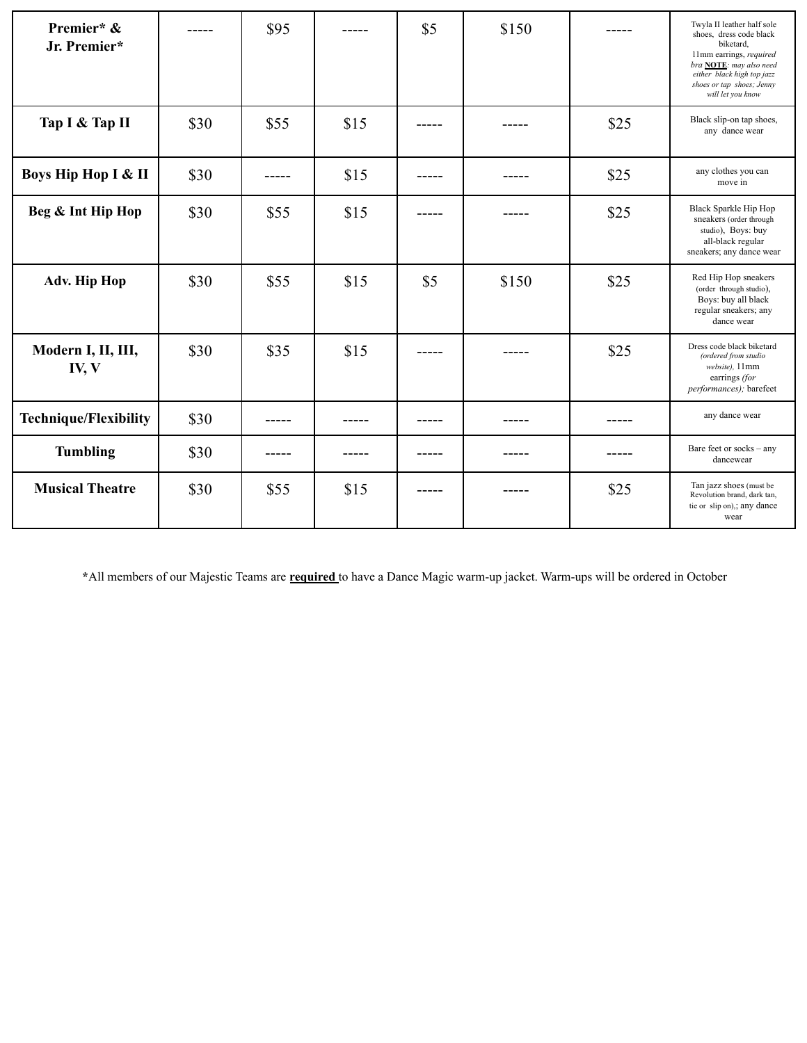| | | | | | | | |
|---|---|---|---|---|---|---|---|
| **Premier* & Jr. Premier*** | ----- | $95 | ----- | $5 | $150 | ----- | Twyla II leather half sole shoes, dress code black biketard, 11mm earrings, *required bra* ***NOTE****: may also need either black high top jazz shoes or tap shoes; Jenny will let you know* |
| **Tap I & Tap II** | $30 | $55 | $15 | ----- | ----- | $25 | Black slip-on tap shoes, any dance wear |
| **Boys Hip Hop I & II** | $30 | ----- | $15 | ----- | ----- | $25 | any clothes you can move in |
| **Beg & Int Hip Hop** | $30 | $55 | $15 | ----- | ----- | $25 | Black Sparkle Hip Hop sneakers (order through studio), Boys: buy all-black regular sneakers; any dance wear |
| **Adv. Hip Hop** | $30 | $55 | $15 | $5 | $150 | $25 | Red Hip Hop sneakers (order through studio), Boys: buy all black regular sneakers; any dance wear |
| **Modern I, II, III, IV, V** | $30 | $35 | $15 | ----- | ----- | $25 | Dress code black biketard *(ordered from studio website),* 11mm earrings *(for performances);* barefeet |
| **Technique/Flexibility** | $30 | ----- | ----- | ----- | ----- | ----- | any dance wear |
| **Tumbling** | $30 | ----- | ----- | ----- | ----- | ----- | Bare feet or socks – any dancewear |
| **Musical Theatre** | $30 | $55 | $15 | ----- | ----- | $25 | Tan jazz shoes (must be Revolution brand, dark tan, tie or slip on),; any dance wear |

***All members of our Majestic Teams are **required** to have a Dance Magic warm-up jacket. Warm-ups will be ordered in October